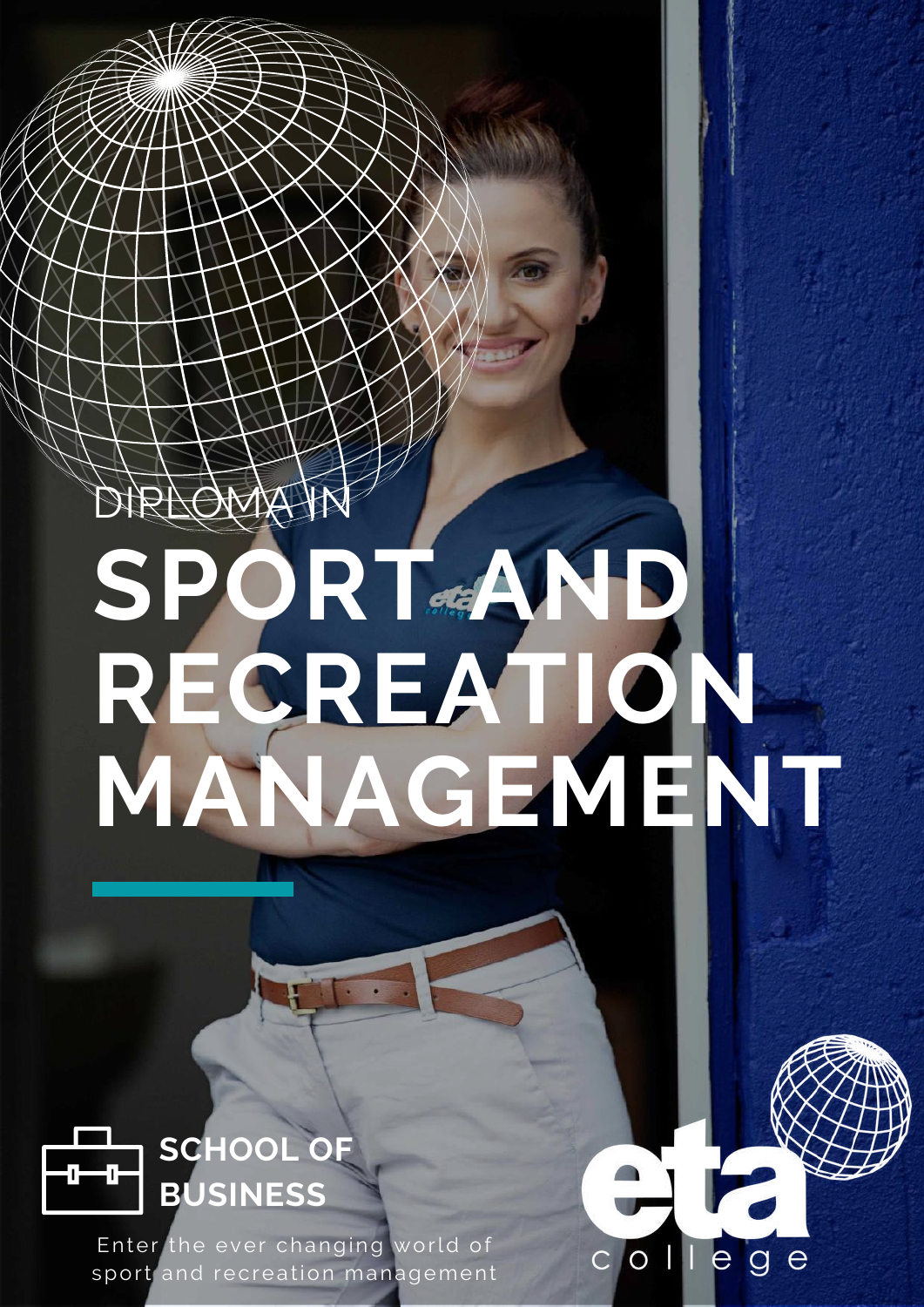DIPLOMA IN

# SPORT AND RECREATION MANAGEMENT

## SCHOOL OF BUSINESS

Enter the ever changing world of sport and recreation management

eta college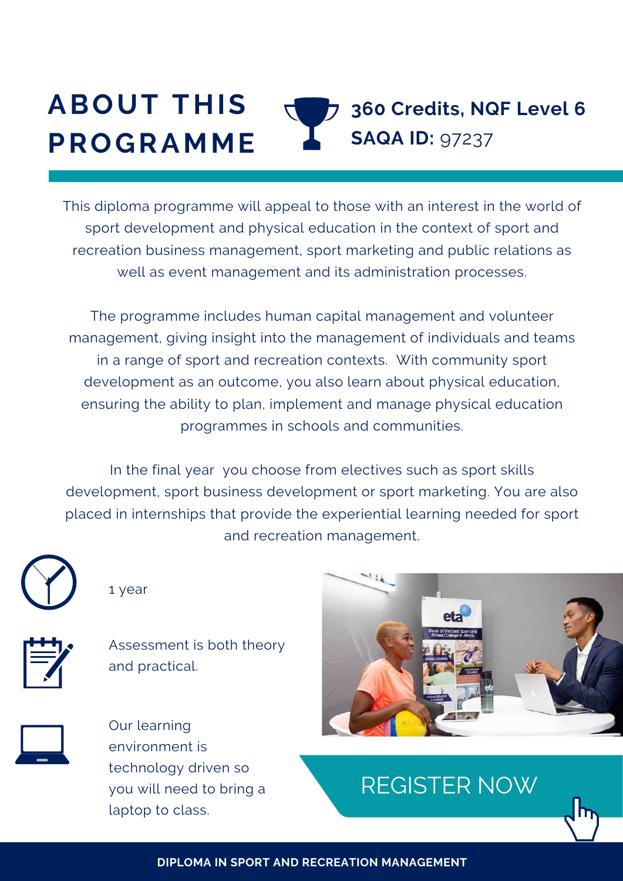# ABOUT THIS PROGRAMME

**360 Credits, NQF Level 6**
**SAQA ID:** 97237

This diploma programme will appeal to those with an interest in the world of sport development and physical education in the context of sport and recreation business management, sport marketing and public relations as well as event management and its administration processes.

The programme includes human capital management and volunteer management, giving insight into the management of individuals and teams in a range of sport and recreation contexts. With community sport development as an outcome, you also learn about physical education, ensuring the ability to plan, implement and manage physical education programmes in schools and communities.

In the final year you choose from electives such as sport skills development, sport business development or sport marketing. You are also placed in internships that provide the experiential learning needed for sport and recreation management.

1 year

Assessment is both theory and practical.

Our learning environment is technology driven so you will need to bring a laptop to class.

REGISTER NOW

**DIPLOMA IN SPORT AND RECREATION MANAGEMENT**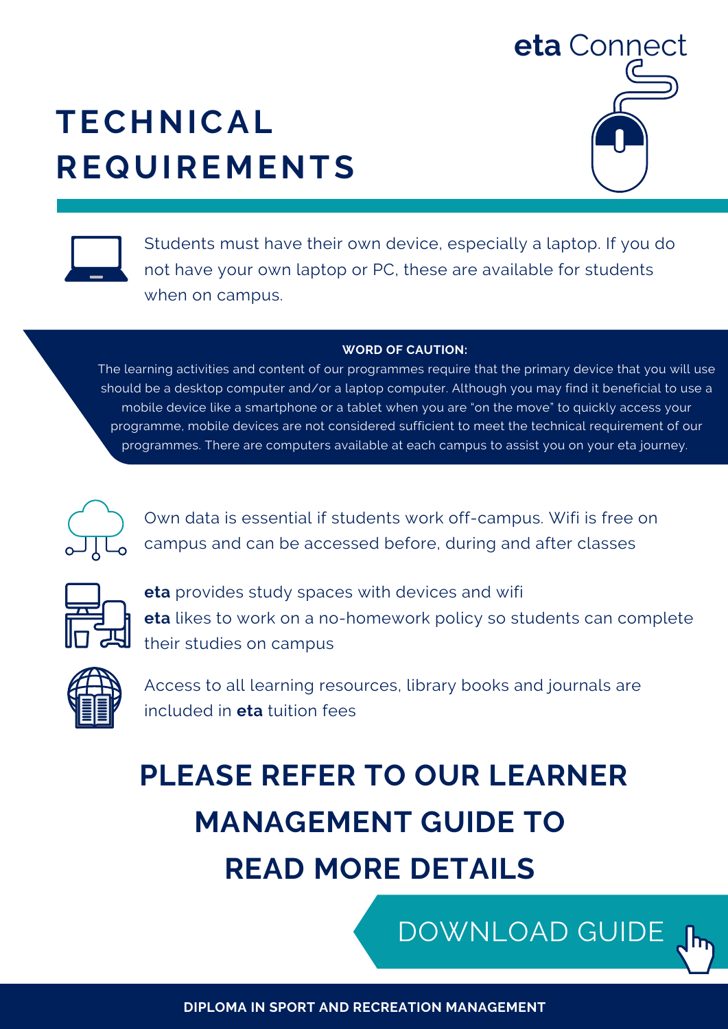eta Connect

# TECHNICAL REQUIREMENTS

Students must have their own device, especially a laptop. If you do not have your own laptop or PC, these are available for students when on campus.

**WORD OF CAUTION:**

The learning activities and content of our programmes require that the primary device that you will use should be a desktop computer and/or a laptop computer. Although you may find it beneficial to use a mobile device like a smartphone or a tablet when you are "on the move" to quickly access your programme, mobile devices are not considered sufficient to meet the technical requirement of our programmes. There are computers available at each campus to assist you on your eta journey.

Own data is essential if students work off-campus. Wifi is free on campus and can be accessed before, during and after classes

**eta** provides study spaces with devices and wifi

**eta** likes to work on a no-homework policy so students can complete their studies on campus

Access to all learning resources, library books and journals are included in **eta** tuition fees

## PLEASE REFER TO OUR LEARNER MANAGEMENT GUIDE TO READ MORE DETAILS

DOWNLOAD GUIDE

**DIPLOMA IN SPORT AND RECREATION MANAGEMENT**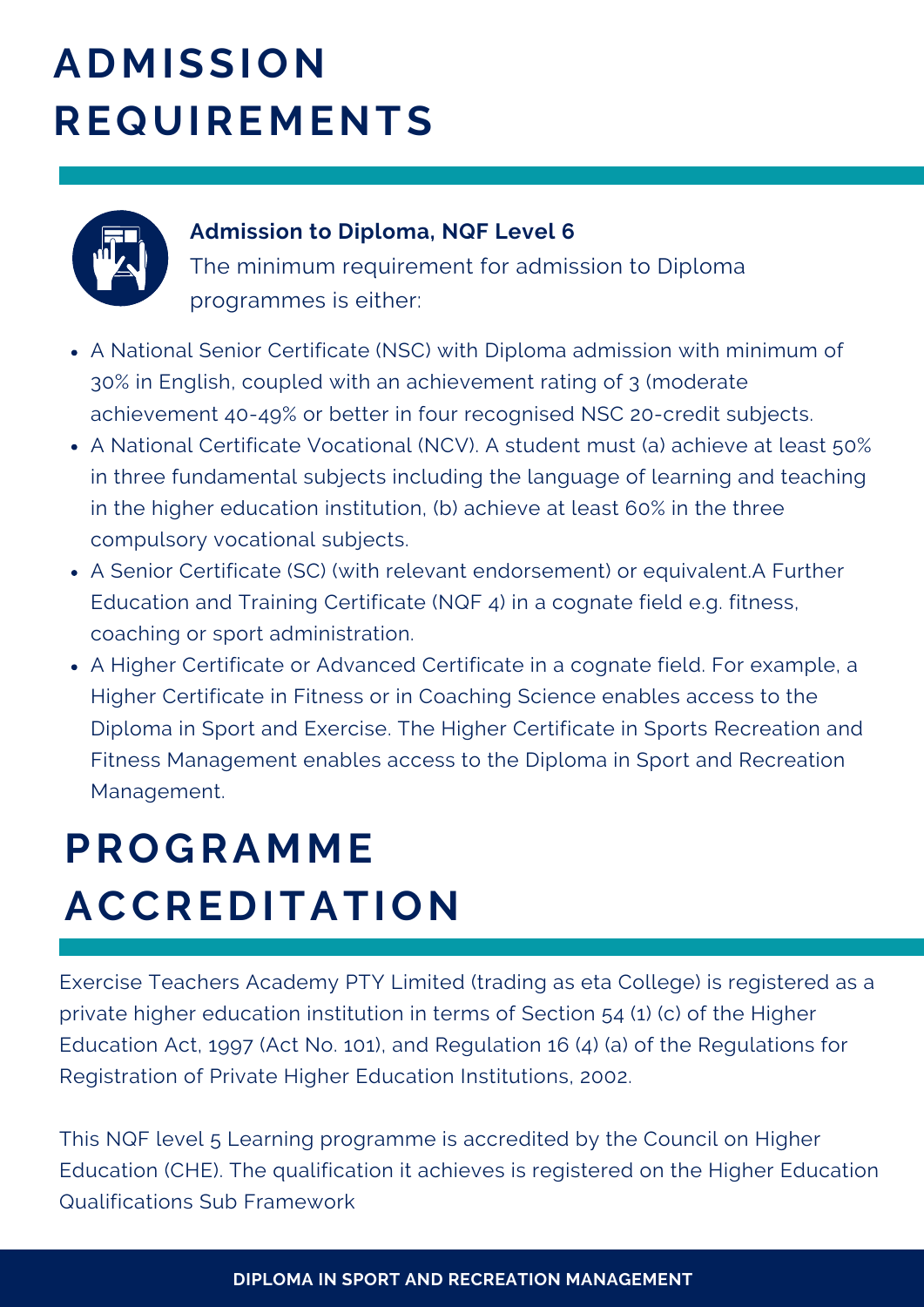# ADMISSION REQUIREMENTS

**Admission to Diploma, NQF Level 6**

The minimum requirement for admission to Diploma programmes is either:

- A National Senior Certificate (NSC) with Diploma admission with minimum of 30% in English, coupled with an achievement rating of 3 (moderate achievement 40-49% or better in four recognised NSC 20-credit subjects.
- A National Certificate Vocational (NCV). A student must (a) achieve at least 50% in three fundamental subjects including the language of learning and teaching in the higher education institution, (b) achieve at least 60% in the three compulsory vocational subjects.
- A Senior Certificate (SC) (with relevant endorsement) or equivalent.A Further Education and Training Certificate (NQF 4) in a cognate field e.g. fitness, coaching or sport administration.
- A Higher Certificate or Advanced Certificate in a cognate field. For example, a Higher Certificate in Fitness or in Coaching Science enables access to the Diploma in Sport and Exercise. The Higher Certificate in Sports Recreation and Fitness Management enables access to the Diploma in Sport and Recreation Management.

# PROGRAMME ACCREDITATION

Exercise Teachers Academy PTY Limited (trading as eta College) is registered as a private higher education institution in terms of Section 54 (1) (c) of the Higher Education Act, 1997 (Act No. 101), and Regulation 16 (4) (a) of the Regulations for Registration of Private Higher Education Institutions, 2002.

This NQF level 5 Learning programme is accredited by the Council on Higher Education (CHE). The qualification it achieves is registered on the Higher Education Qualifications Sub Framework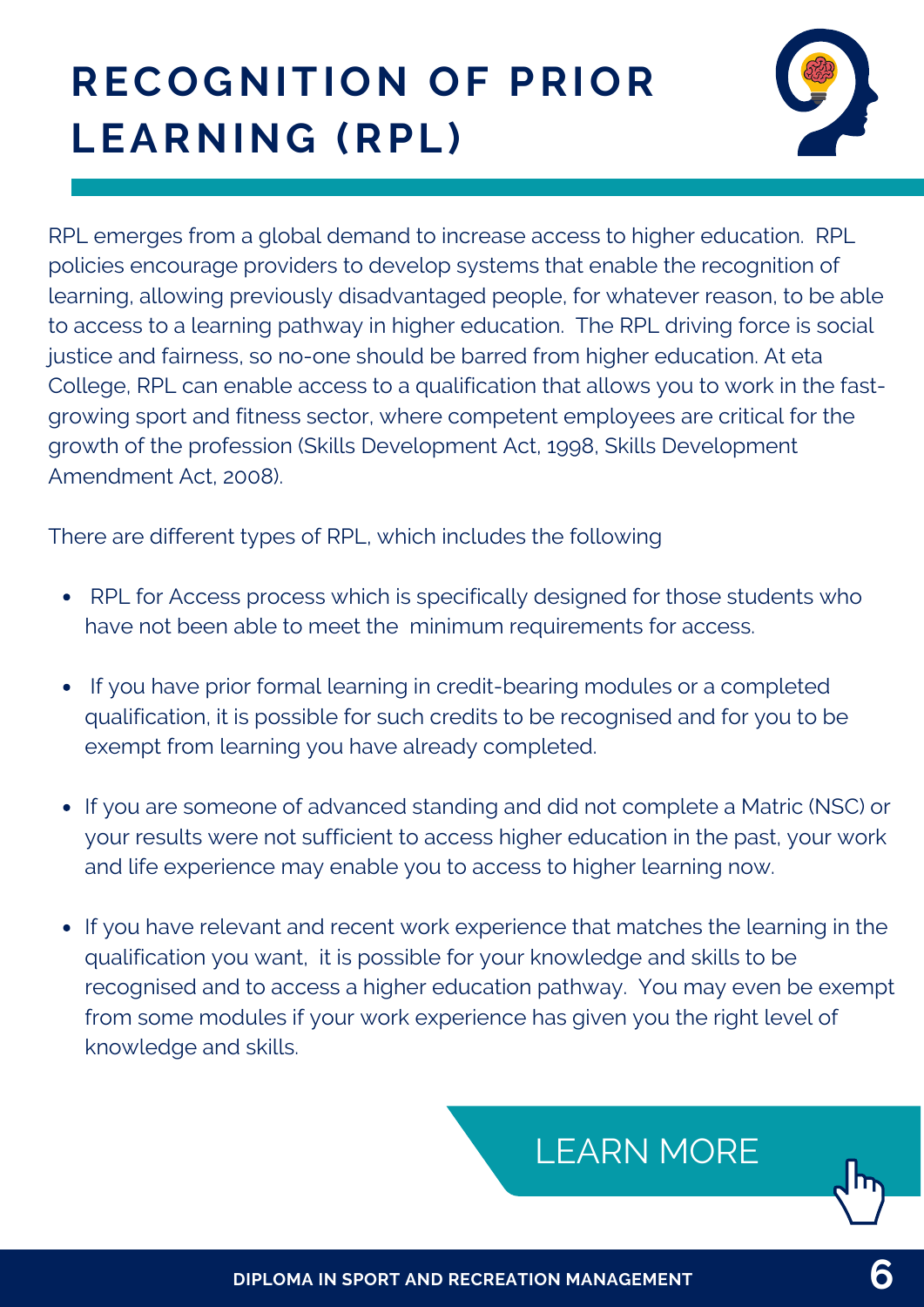# RECOGNITION OF PRIOR LEARNING (RPL)

RPL emerges from a global demand to increase access to higher education. RPL policies encourage providers to develop systems that enable the recognition of learning, allowing previously disadvantaged people, for whatever reason, to be able to access to a learning pathway in higher education. The RPL driving force is social justice and fairness, so no-one should be barred from higher education. At eta College, RPL can enable access to a qualification that allows you to work in the fast-growing sport and fitness sector, where competent employees are critical for the growth of the profession (Skills Development Act, 1998, Skills Development Amendment Act, 2008).

There are different types of RPL, which includes the following

- RPL for Access process which is specifically designed for those students who have not been able to meet the minimum requirements for access.
- If you have prior formal learning in credit-bearing modules or a completed qualification, it is possible for such credits to be recognised and for you to be exempt from learning you have already completed.
- If you are someone of advanced standing and did not complete a Matric (NSC) or your results were not sufficient to access higher education in the past, your work and life experience may enable you to access to higher learning now.
- If you have relevant and recent work experience that matches the learning in the qualification you want, it is possible for your knowledge and skills to be recognised and to access a higher education pathway. You may even be exempt from some modules if your work experience has given you the right level of knowledge and skills.

LEARN MORE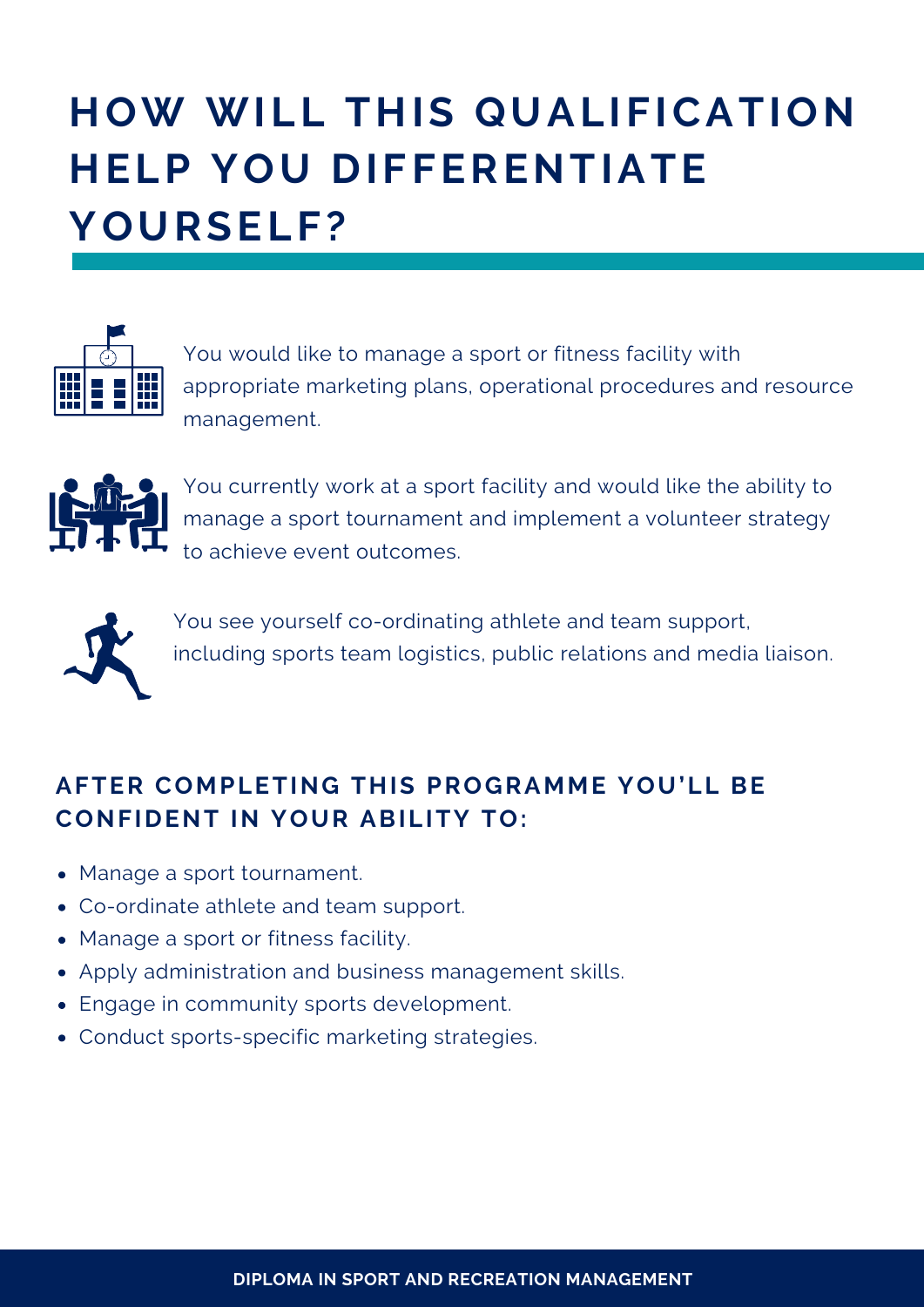# HOW WILL THIS QUALIFICATION HELP YOU DIFFERENTIATE YOURSELF?

You would like to manage a sport or fitness facility with appropriate marketing plans, operational procedures and resource management.

You currently work at a sport facility and would like the ability to manage a sport tournament and implement a volunteer strategy to achieve event outcomes.

You see yourself co-ordinating athlete and team support, including sports team logistics, public relations and media liaison.

## AFTER COMPLETING THIS PROGRAMME YOU'LL BE CONFIDENT IN YOUR ABILITY TO:

- Manage a sport tournament.
- Co-ordinate athlete and team support.
- Manage a sport or fitness facility.
- Apply administration and business management skills.
- Engage in community sports development.
- Conduct sports-specific marketing strategies.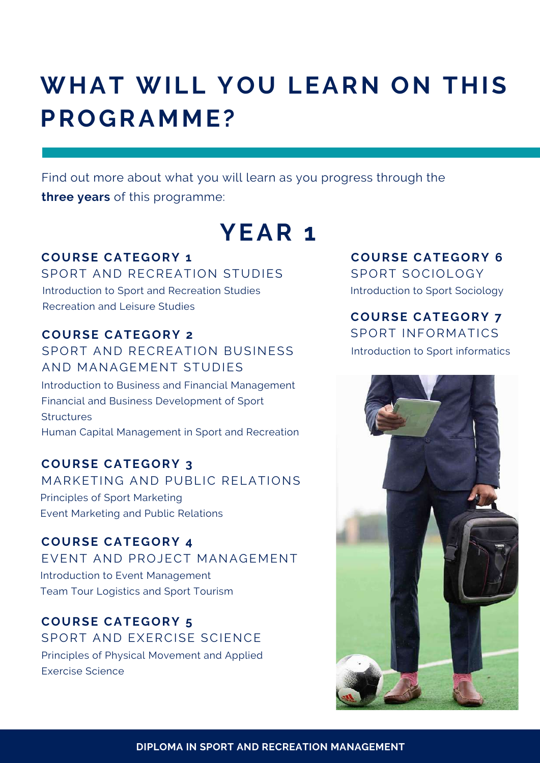# WHAT WILL YOU LEARN ON THIS PROGRAMME?

Find out more about what you will learn as you progress through the **three years** of this programme:

## YEAR 1

### COURSE CATEGORY 1

SPORT AND RECREATION STUDIES

Introduction to Sport and Recreation Studies
Recreation and Leisure Studies

### COURSE CATEGORY 2

SPORT AND RECREATION BUSINESS AND MANAGEMENT STUDIES

Introduction to Business and Financial Management
Financial and Business Development of Sport Structures
Human Capital Management in Sport and Recreation

### COURSE CATEGORY 3

MARKETING AND PUBLIC RELATIONS

Principles of Sport Marketing
Event Marketing and Public Relations

### COURSE CATEGORY 4

EVENT AND PROJECT MANAGEMENT

Introduction to Event Management
Team Tour Logistics and Sport Tourism

### COURSE CATEGORY 5

SPORT AND EXERCISE SCIENCE

Principles of Physical Movement and Applied Exercise Science

### COURSE CATEGORY 6

SPORT SOCIOLOGY

Introduction to Sport Sociology

### COURSE CATEGORY 7

SPORT INFORMATICS

Introduction to Sport informatics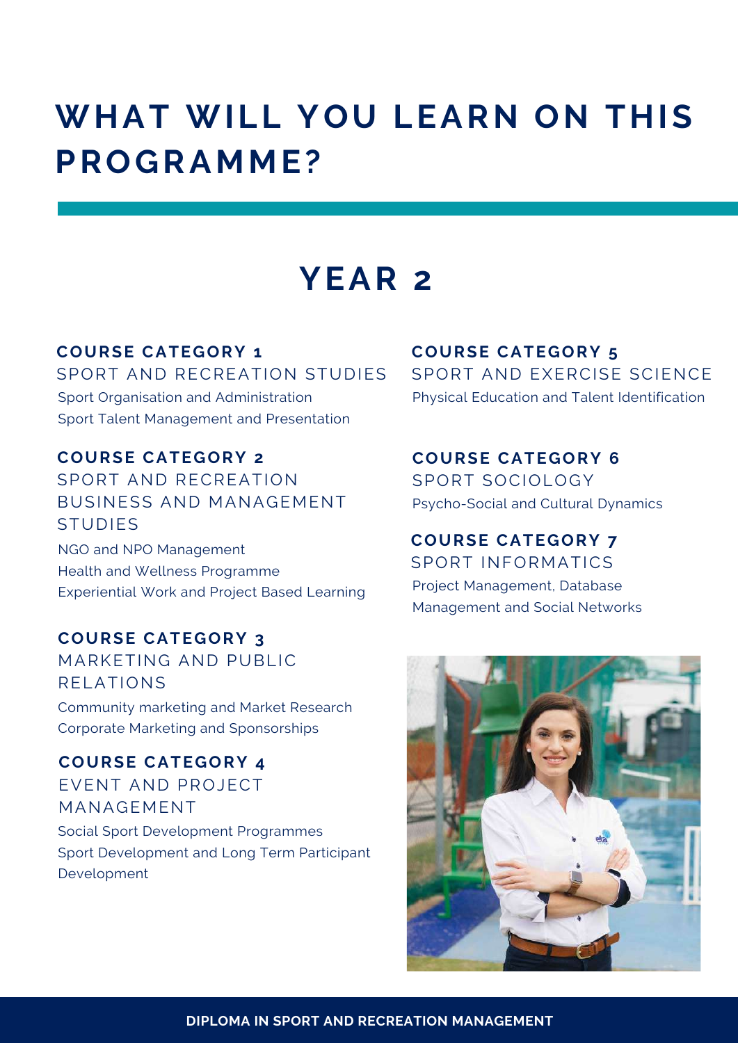# WHAT WILL YOU LEARN ON THIS PROGRAMME?

## YEAR 2

### COURSE CATEGORY 1
SPORT AND RECREATION STUDIES

Sport Organisation and Administration
Sport Talent Management and Presentation

### COURSE CATEGORY 2
SPORT AND RECREATION BUSINESS AND MANAGEMENT STUDIES

NGO and NPO Management
Health and Wellness Programme
Experiential Work and Project Based Learning

### COURSE CATEGORY 3
MARKETING AND PUBLIC RELATIONS

Community marketing and Market Research
Corporate Marketing and Sponsorships

### COURSE CATEGORY 4
EVENT AND PROJECT MANAGEMENT

Social Sport Development Programmes
Sport Development and Long Term Participant Development

### COURSE CATEGORY 5
SPORT AND EXERCISE SCIENCE

Physical Education and Talent Identification

### COURSE CATEGORY 6
SPORT SOCIOLOGY

Psycho-Social and Cultural Dynamics

### COURSE CATEGORY 7
SPORT INFORMATICS

Project Management, Database Management and Social Networks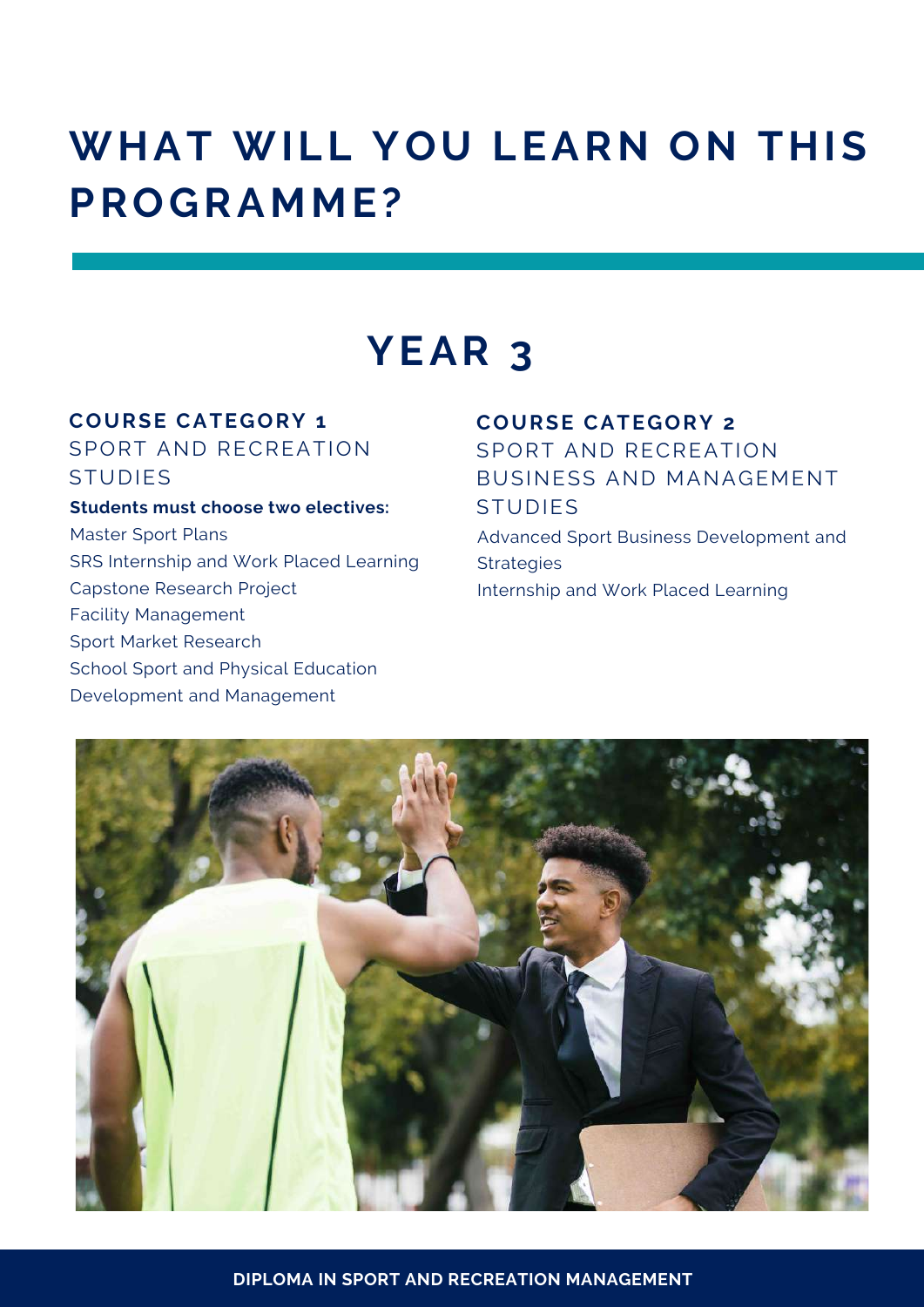# WHAT WILL YOU LEARN ON THIS PROGRAMME?

## YEAR 3

### COURSE CATEGORY 1

SPORT AND RECREATION STUDIES

**Students must choose two electives:**

Master Sport Plans
SRS Internship and Work Placed Learning
Capstone Research Project
Facility Management
Sport Market Research
School Sport and Physical Education Development and Management

### COURSE CATEGORY 2

SPORT AND RECREATION BUSINESS AND MANAGEMENT STUDIES

Advanced Sport Business Development and Strategies
Internship and Work Placed Learning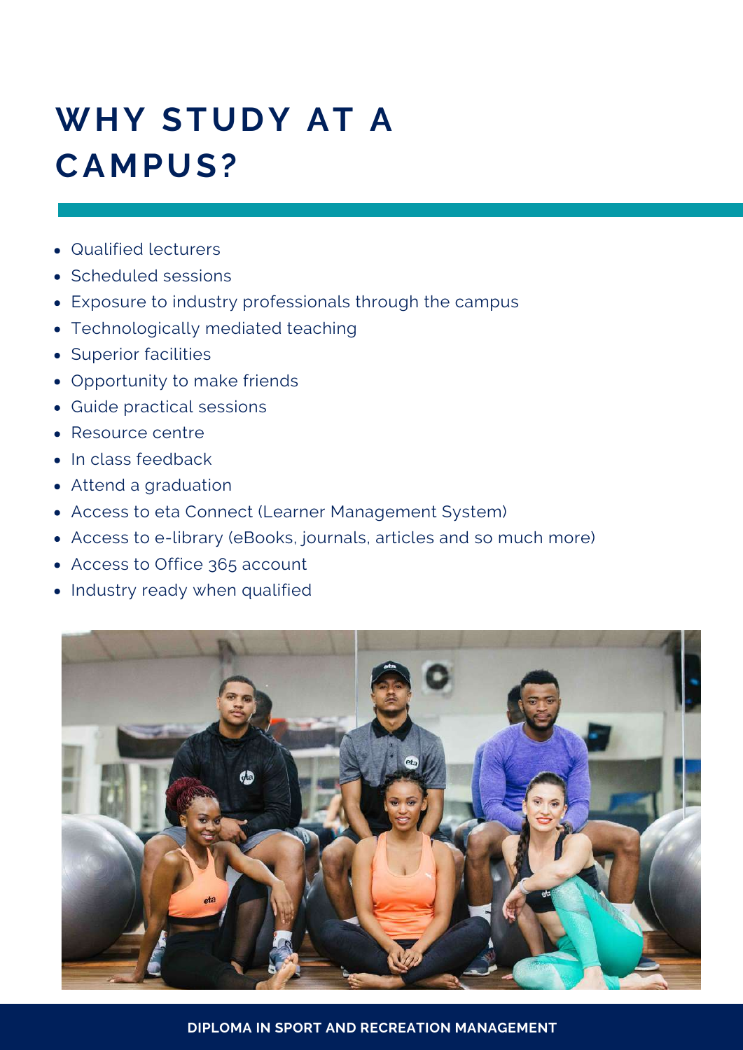# WHY STUDY AT A CAMPUS?

- Qualified lecturers
- Scheduled sessions
- Exposure to industry professionals through the campus
- Technologically mediated teaching
- Superior facilities
- Opportunity to make friends
- Guide practical sessions
- Resource centre
- In class feedback
- Attend a graduation
- Access to eta Connect (Learner Management System)
- Access to e-library (eBooks, journals, articles and so much more)
- Access to Office 365 account
- Industry ready when qualified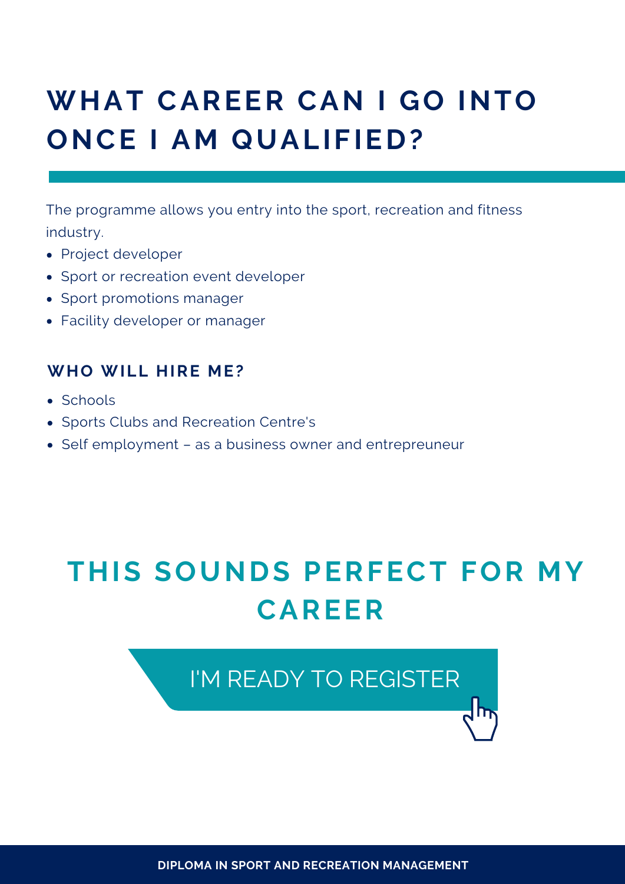# WHAT CAREER CAN I GO INTO ONCE I AM QUALIFIED?

The programme allows you entry into the sport, recreation and fitness industry.

- Project developer
- Sport or recreation event developer
- Sport promotions manager
- Facility developer or manager

### WHO WILL HIRE ME?

- Schools
- Sports Clubs and Recreation Centre's
- Self employment – as a business owner and entrepreneur

## THIS SOUNDS PERFECT FOR MY CAREER

I'M READY TO REGISTER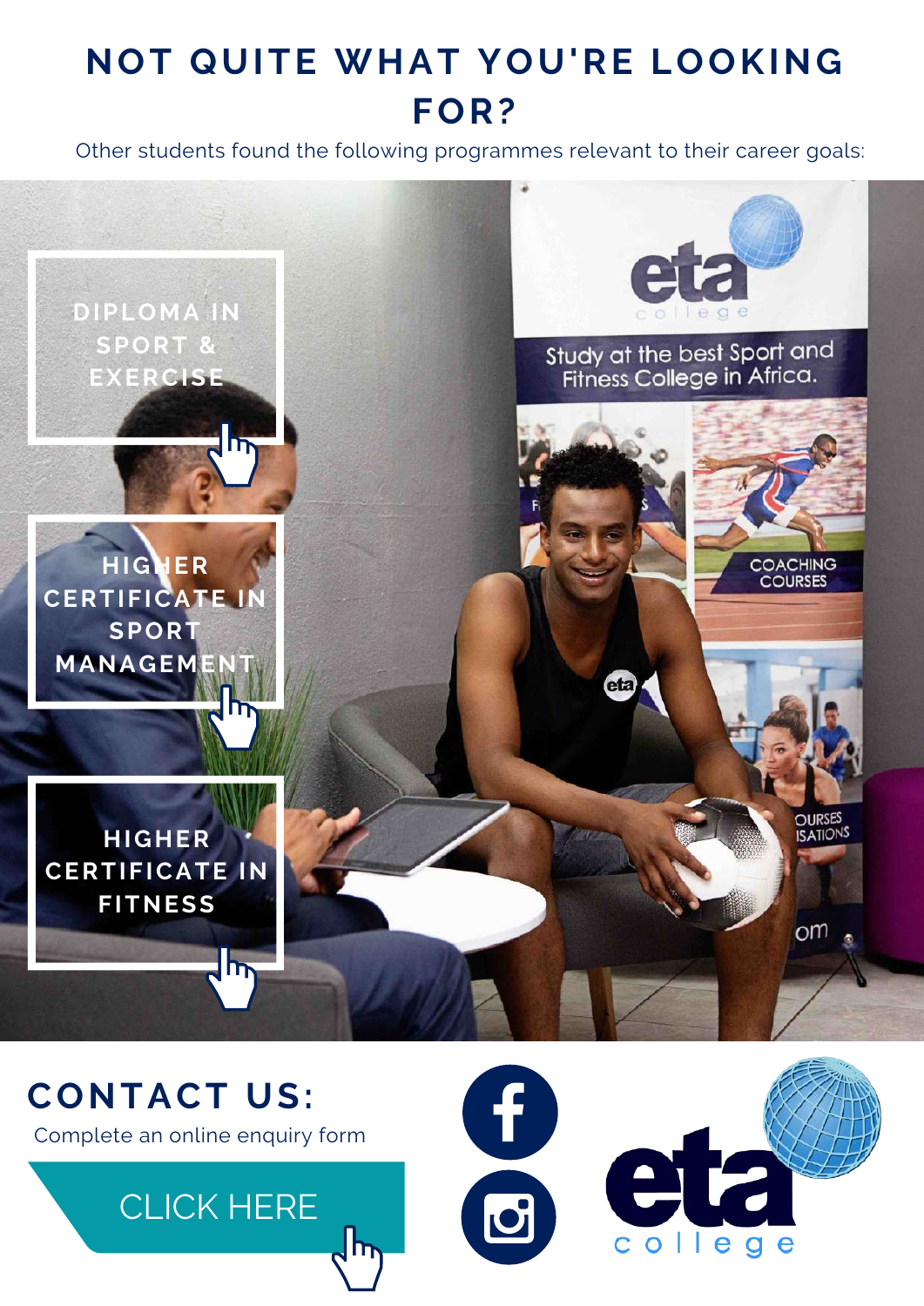# NOT QUITE WHAT YOU'RE LOOKING FOR?

Other students found the following programmes relevant to their career goals:

- DIPLOMA IN SPORT & EXERCISE
- HIGHER CERTIFICATE IN SPORT MANAGEMENT
- HIGHER CERTIFICATE IN FITNESS

## CONTACT US:

Complete an online enquiry form

CLICK HERE